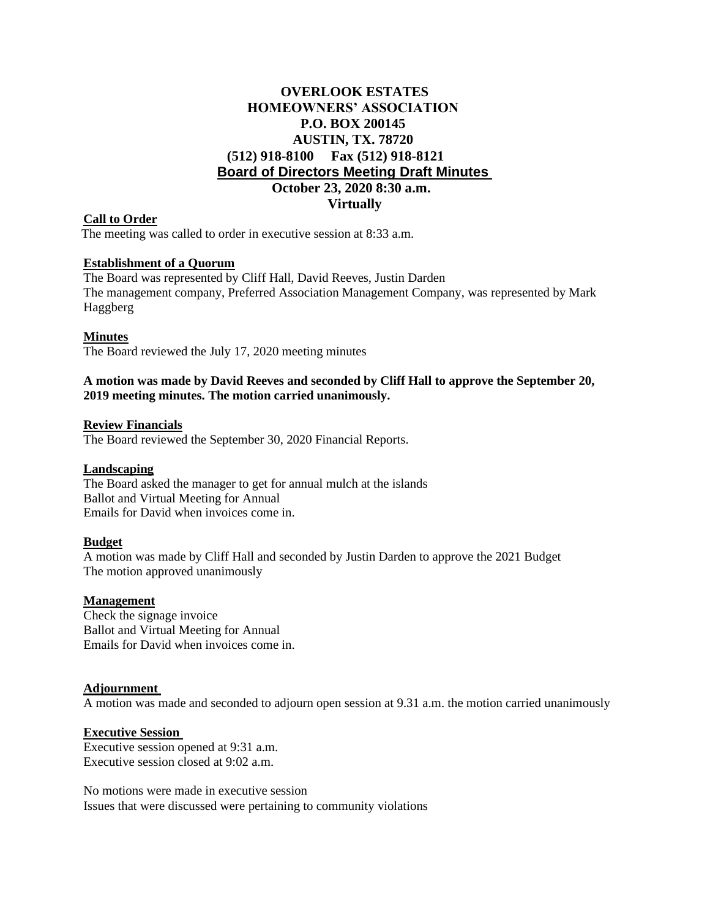# OVERLOOK ESTATES HOMEOWNERS' ASSOCIATION

**P.O. BOX 200145**
**AUSTIN, TX. 78720**
**(512) 918-8100 Fax (512) 918-8121**

## Board of Directors Meeting Draft Minutes

**October 23, 2020 8:30 a.m.**
**Virtually**

**Call to Order**

The meeting was called to order in executive session at 8:33 a.m.

**Establishment of a Quorum**

The Board was represented by Cliff Hall, David Reeves, Justin Darden
The management company, Preferred Association Management Company, was represented by Mark Haggberg

**Minutes**

The Board reviewed the July 17, 2020 meeting minutes

**A motion was made by David Reeves and seconded by Cliff Hall to approve the September 20, 2019 meeting minutes. The motion carried unanimously.**

**Review Financials**

The Board reviewed the September 30, 2020 Financial Reports.

**Landscaping**

The Board asked the manager to get for annual mulch at the islands
Ballot and Virtual Meeting for Annual
Emails for David when invoices come in.

**Budget**

A motion was made by Cliff Hall and seconded by Justin Darden to approve the 2021 Budget
The motion approved unanimously

**Management**

Check the signage invoice
Ballot and Virtual Meeting for Annual
Emails for David when invoices come in.

**Adjournment**

A motion was made and seconded to adjourn open session at 9.31 a.m. the motion carried unanimously

**Executive Session**

Executive session opened at 9:31 a.m.
Executive session closed at 9:02 a.m.

No motions were made in executive session
Issues that were discussed were pertaining to community violations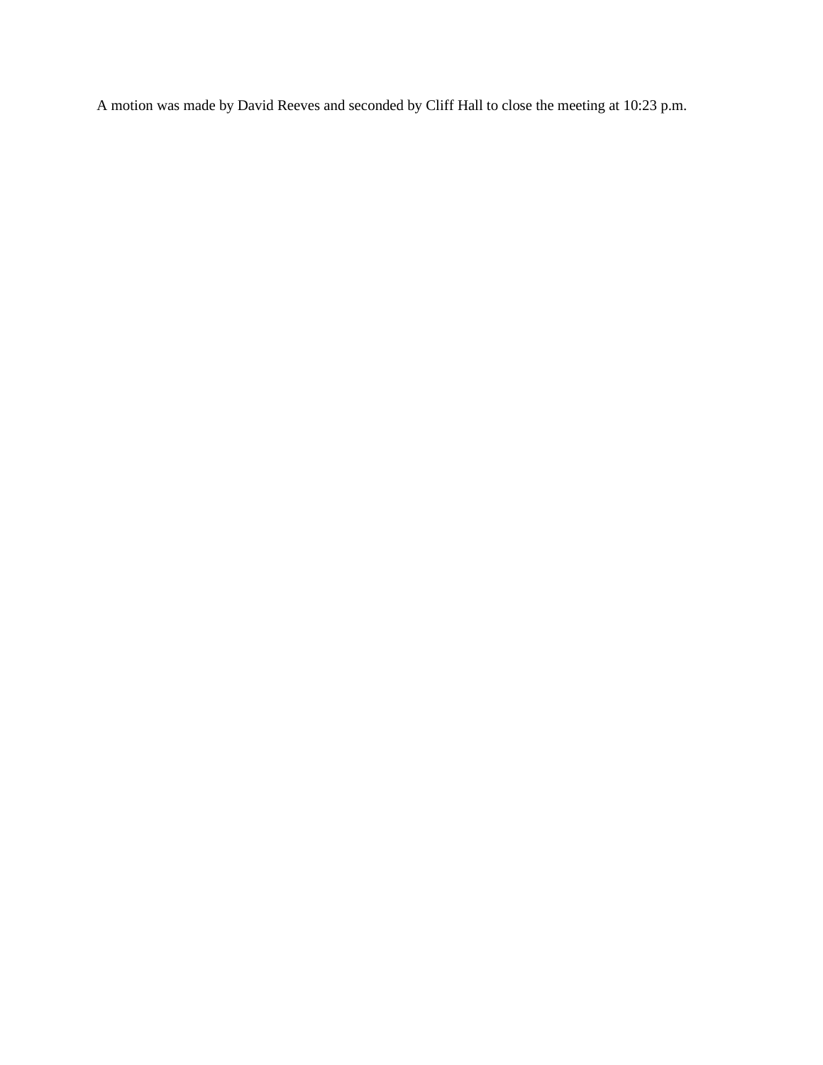A motion was made by David Reeves and seconded by Cliff Hall to close the meeting at 10:23 p.m.